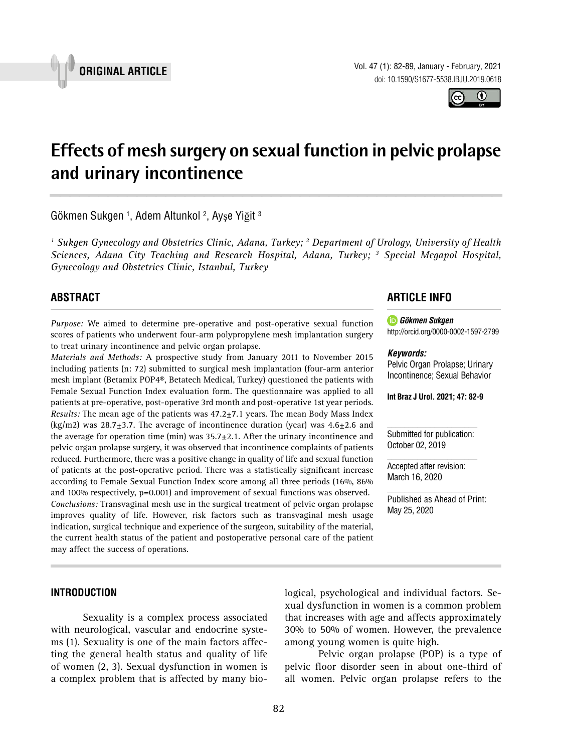ORIGINAL ARTICLE

# Effects of mesh surgery on sexual function in pelvic prolapse and urinary incontinence

Gökmen Sukgen [1], Adem Altunkol [2], Ayşe Yiğit [3]

*[1] Sukgen Gynecology and Obstetrics Clinic, Adana, Turkey; [2] Department of Urology, University of Health Sciences, Adana City Teaching and Research Hospital, Adana, Turkey; [3] Special Megapol Hospital, Gynecology and Obstetrics Clinic, Istanbul, Turkey*

## ABSTRACT

*Purpose:* We aimed to determine pre-operative and post-operative sexual function scores of patients who underwent four-arm polypropylene mesh implantation surgery to treat urinary incontinence and pelvic organ prolapse.

*Materials and Methods:* A prospective study from January 2011 to November 2015 including patients (n: 72) submitted to surgical mesh implantation (four-arm anterior mesh implant (Betamix POP4®, Betatech Medical, Turkey) questioned the patients with Female Sexual Function Index evaluation form. The questionnaire was applied to all patients at pre-operative, post-operative 3rd month and post-operative 1st year periods.

*Results:* The mean age of the patients was 47.2±7.1 years. The mean Body Mass Index (kg/m2) was 28.7±3.7. The average of incontinence duration (year) was 4.6±2.6 and the average for operation time (min) was 35.7±2.1. After the urinary incontinence and pelvic organ prolapse surgery, it was observed that incontinence complaints of patients reduced. Furthermore, there was a positive change in quality of life and sexual function of patients at the post-operative period. There was a statistically significant increase according to Female Sexual Function Index score among all three periods (16%, 86% and 100% respectively, p=0.001) and improvement of sexual functions was observed.

*Conclusions:* Transvaginal mesh use in the surgical treatment of pelvic organ prolapse improves quality of life. However, risk factors such as transvaginal mesh usage indication, surgical technique and experience of the surgeon, suitability of the material, the current health status of the patient and postoperative personal care of the patient may affect the success of operations.

## ARTICLE INFO

**Gökmen Sukgen**
http://orcid.org/0000-0002-1597-2799

***Keywords:***
Pelvic Organ Prolapse; Urinary Incontinence; Sexual Behavior

**Int Braz J Urol. 2021; 47: 82-9**

Submitted for publication:
October 02, 2019

Accepted after revision:
March 16, 2020

Published as Ahead of Print:
May 25, 2020

## INTRODUCTION

Sexuality is a complex process associated with neurological, vascular and endocrine systems (1). Sexuality is one of the main factors affecting the general health status and quality of life of women (2, 3). Sexual dysfunction in women is a complex problem that is affected by many biological, psychological and individual factors. Sexual dysfunction in women is a common problem that increases with age and affects approximately 30% to 50% of women. However, the prevalence among young women is quite high.

Pelvic organ prolapse (POP) is a type of pelvic floor disorder seen in about one-third of all women. Pelvic organ prolapse refers to the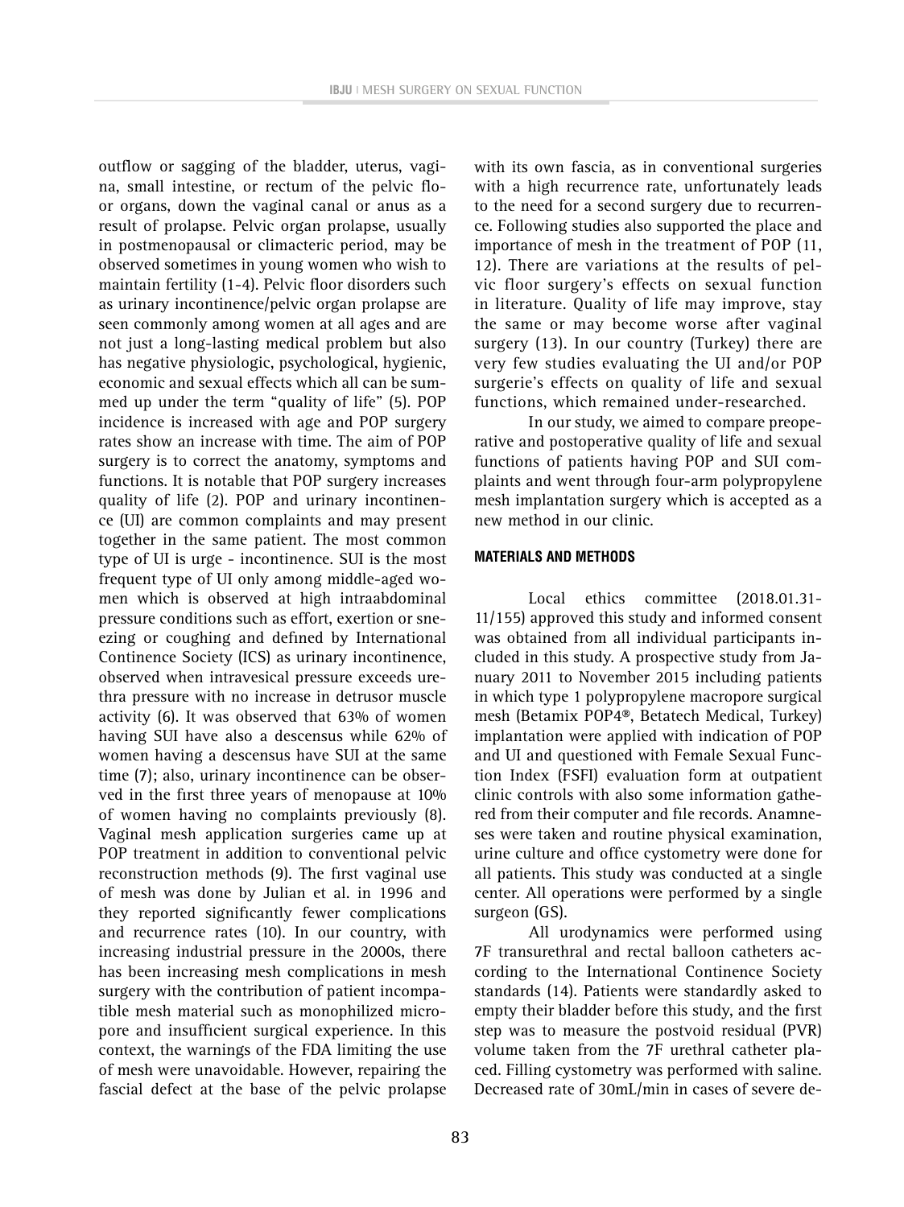outflow or sagging of the bladder, uterus, vagina, small intestine, or rectum of the pelvic floor organs, down the vaginal canal or anus as a result of prolapse. Pelvic organ prolapse, usually in postmenopausal or climacteric period, may be observed sometimes in young women who wish to maintain fertility (1-4). Pelvic floor disorders such as urinary incontinence/pelvic organ prolapse are seen commonly among women at all ages and are not just a long-lasting medical problem but also has negative physiologic, psychological, hygienic, economic and sexual effects which all can be summed up under the term "quality of life" (5). POP incidence is increased with age and POP surgery rates show an increase with time. The aim of POP surgery is to correct the anatomy, symptoms and functions. It is notable that POP surgery increases quality of life (2). POP and urinary incontinence (UI) are common complaints and may present together in the same patient. The most common type of UI is urge - incontinence. SUI is the most frequent type of UI only among middle-aged women which is observed at high intraabdominal pressure conditions such as effort, exertion or sneezing or coughing and defined by International Continence Society (ICS) as urinary incontinence, observed when intravesical pressure exceeds urethra pressure with no increase in detrusor muscle activity (6). It was observed that 63% of women having SUI have also a descensus while 62% of women having a descensus have SUI at the same time (7); also, urinary incontinence can be observed in the first three years of menopause at 10% of women having no complaints previously (8). Vaginal mesh application surgeries came up at POP treatment in addition to conventional pelvic reconstruction methods (9). The first vaginal use of mesh was done by Julian et al. in 1996 and they reported significantly fewer complications and recurrence rates (10). In our country, with increasing industrial pressure in the 2000s, there has been increasing mesh complications in mesh surgery with the contribution of patient incompatible mesh material such as monophilized micropore and insufficient surgical experience. In this context, the warnings of the FDA limiting the use of mesh were unavoidable. However, repairing the fascial defect at the base of the pelvic prolapse with its own fascia, as in conventional surgeries with a high recurrence rate, unfortunately leads to the need for a second surgery due to recurrence. Following studies also supported the place and importance of mesh in the treatment of POP (11, 12). There are variations at the results of pelvic floor surgery's effects on sexual function in literature. Quality of life may improve, stay the same or may become worse after vaginal surgery (13). In our country (Turkey) there are very few studies evaluating the UI and/or POP surgerie's effects on quality of life and sexual functions, which remained under-researched.

In our study, we aimed to compare preoperative and postoperative quality of life and sexual functions of patients having POP and SUI complaints and went through four-arm polypropylene mesh implantation surgery which is accepted as a new method in our clinic.

## MATERIALS AND METHODS

Local ethics committee (2018.01.31-11/155) approved this study and informed consent was obtained from all individual participants included in this study. A prospective study from January 2011 to November 2015 including patients in which type 1 polypropylene macropore surgical mesh (Betamix POP4®, Betatech Medical, Turkey) implantation were applied with indication of POP and UI and questioned with Female Sexual Function Index (FSFI) evaluation form at outpatient clinic controls with also some information gathered from their computer and file records. Anamneses were taken and routine physical examination, urine culture and office cystometry were done for all patients. This study was conducted at a single center. All operations were performed by a single surgeon (GS).

All urodynamics were performed using 7F transurethral and rectal balloon catheters according to the International Continence Society standards (14). Patients were standardly asked to empty their bladder before this study, and the first step was to measure the postvoid residual (PVR) volume taken from the 7F urethral catheter placed. Filling cystometry was performed with saline. Decreased rate of 30mL/min in cases of severe de-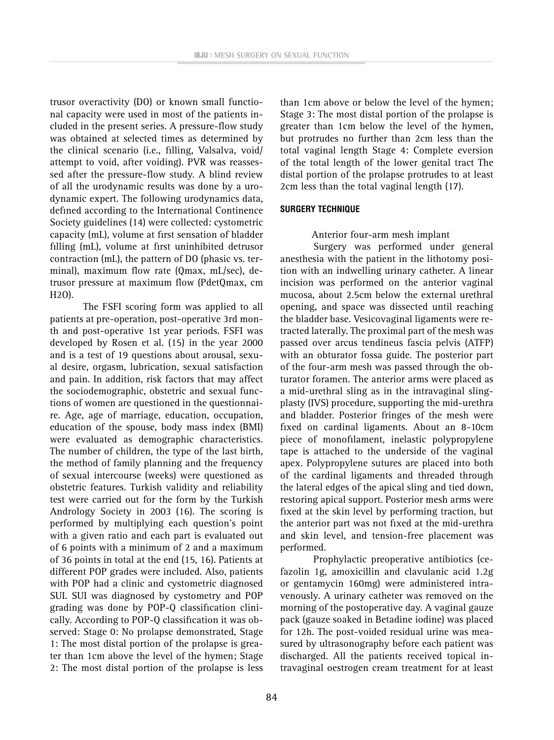trusor overactivity (DO) or known small functional capacity were used in most of the patients included in the present series. A pressure-flow study was obtained at selected times as determined by the clinical scenario (i.e., filling, Valsalva, void/attempt to void, after voiding). PVR was reassessed after the pressure-flow study. A blind review of all the urodynamic results was done by a urodynamic expert. The following urodynamics data, defined according to the International Continence Society guidelines (14) were collected: cystometric capacity (mL), volume at first sensation of bladder filling (mL), volume at first uninhibited detrusor contraction (mL), the pattern of DO (phasic vs. terminal), maximum flow rate (Qmax, mL/sec), detrusor pressure at maximum flow (PdetQmax, cm H2O).

The FSFI scoring form was applied to all patients at pre-operation, post-operative 3rd month and post-operative 1st year periods. FSFI was developed by Rosen et al. (15) in the year 2000 and is a test of 19 questions about arousal, sexual desire, orgasm, lubrication, sexual satisfaction and pain. In addition, risk factors that may affect the sociodemographic, obstetric and sexual functions of women are questioned in the questionnaire. Age, age of marriage, education, occupation, education of the spouse, body mass index (BMI) were evaluated as demographic characteristics. The number of children, the type of the last birth, the method of family planning and the frequency of sexual intercourse (weeks) were questioned as obstetric features. Turkish validity and reliability test were carried out for the form by the Turkish Andrology Society in 2003 (16). The scoring is performed by multiplying each question's point with a given ratio and each part is evaluated out of 6 points with a minimum of 2 and a maximum of 36 points in total at the end (15, 16). Patients at different POP grades were included. Also, patients with POP had a clinic and cystometric diagnosed SUI. SUI was diagnosed by cystometry and POP grading was done by POP-Q classification clinically. According to POP-Q classification it was observed: Stage 0: No prolapse demonstrated, Stage 1: The most distal portion of the prolapse is greater than 1cm above the level of the hymen; Stage 2: The most distal portion of the prolapse is less than 1cm above or below the level of the hymen; Stage 3: The most distal portion of the prolapse is greater than 1cm below the level of the hymen, but protrudes no further than 2cm less than the total vaginal length Stage 4: Complete eversion of the total length of the lower genital tract The distal portion of the prolapse protrudes to at least 2cm less than the total vaginal length (17).

## SURGERY TECHNIQUE

Anterior four-arm mesh implant

Surgery was performed under general anesthesia with the patient in the lithotomy position with an indwelling urinary catheter. A linear incision was performed on the anterior vaginal mucosa, about 2.5cm below the external urethral opening, and space was dissected until reaching the bladder base. Vesicovaginal ligaments were retracted laterally. The proximal part of the mesh was passed over arcus tendineus fascia pelvis (ATFP) with an obturator fossa guide. The posterior part of the four-arm mesh was passed through the obturator foramen. The anterior arms were placed as a mid-urethral sling as in the intravaginal slingplasty (IVS) procedure, supporting the mid-urethra and bladder. Posterior fringes of the mesh were fixed on cardinal ligaments. About an 8-10cm piece of monofilament, inelastic polypropylene tape is attached to the underside of the vaginal apex. Polypropylene sutures are placed into both of the cardinal ligaments and threaded through the lateral edges of the apical sling and tied down, restoring apical support. Posterior mesh arms were fixed at the skin level by performing traction, but the anterior part was not fixed at the mid-urethra and skin level, and tension-free placement was performed.

Prophylactic preoperative antibiotics (cefazolin 1g, amoxicillin and clavulanic acid 1.2g or gentamycin 160mg) were administered intravenously. A urinary catheter was removed on the morning of the postoperative day. A vaginal gauze pack (gauze soaked in Betadine iodine) was placed for 12h. The post-voided residual urine was measured by ultrasonography before each patient was discharged. All the patients received topical intravaginal oestrogen cream treatment for at least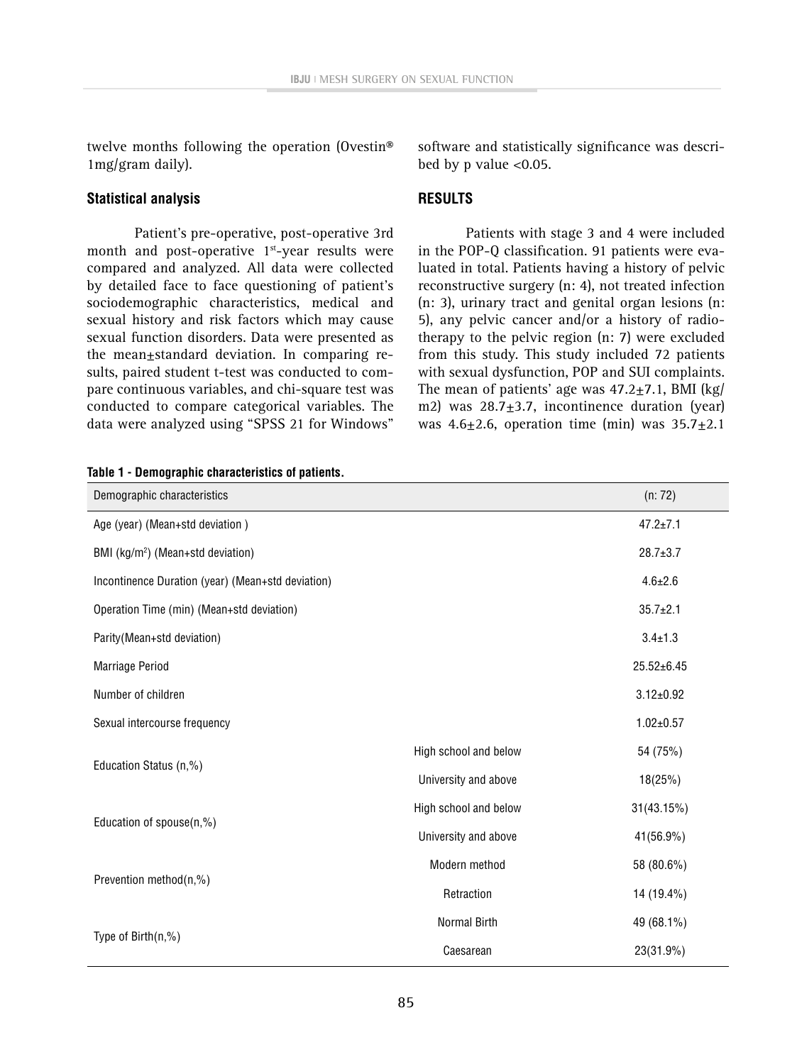twelve months following the operation (Ovestin® 1mg/gram daily).

### Statistical analysis

Patient's pre-operative, post-operative 3rd month and post-operative 1[st]-year results were compared and analyzed. All data were collected by detailed face to face questioning of patient's sociodemographic characteristics, medical and sexual history and risk factors which may cause sexual function disorders. Data were presented as the mean±standard deviation. In comparing results, paired student t-test was conducted to compare continuous variables, and chi-square test was conducted to compare categorical variables. The data were analyzed using "SPSS 21 for Windows" software and statistically significance was described by p value <0.05.

## RESULTS

Patients with stage 3 and 4 were included in the POP-Q classification. 91 patients were evaluated in total. Patients having a history of pelvic reconstructive surgery (n: 4), not treated infection (n: 3), urinary tract and genital organ lesions (n: 5), any pelvic cancer and/or a history of radiotherapy to the pelvic region (n: 7) were excluded from this study. This study included 72 patients with sexual dysfunction, POP and SUI complaints. The mean of patients' age was 47.2±7.1, BMI (kg/m2) was 28.7±3.7, incontinence duration (year) was 4.6±2.6, operation time (min) was 35.7±2.1

**Table 1 - Demographic characteristics of patients.**

| Demographic characteristics | | (n: 72) |
|---|---|---|
| Age (year) (Mean+std deviation ) | | 47.2±7.1 |
| BMI (kg/m$^2$) (Mean+std deviation) | | 28.7±3.7 |
| Incontinence Duration (year) (Mean+std deviation) | | 4.6±2.6 |
| Operation Time (min) (Mean+std deviation) | | 35.7±2.1 |
| Parity(Mean+std deviation) | | 3.4±1.3 |
| Marriage Period | | 25.52±6.45 |
| Number of children | | 3.12±0.92 |
| Sexual intercourse frequency | | 1.02±0.57 |
| Education Status (n,%) | High school and below | 54 (75%) |
| | University and above | 18(25%) |
| Education of spouse(n,%) | High school and below | 31(43.15%) |
| | University and above | 41(56.9%) |
| Prevention method(n,%) | Modern method | 58 (80.6%) |
| | Retraction | 14 (19.4%) |
| Type of Birth(n,%) | Normal Birth | 49 (68.1%) |
| | Caesarean | 23(31.9%) |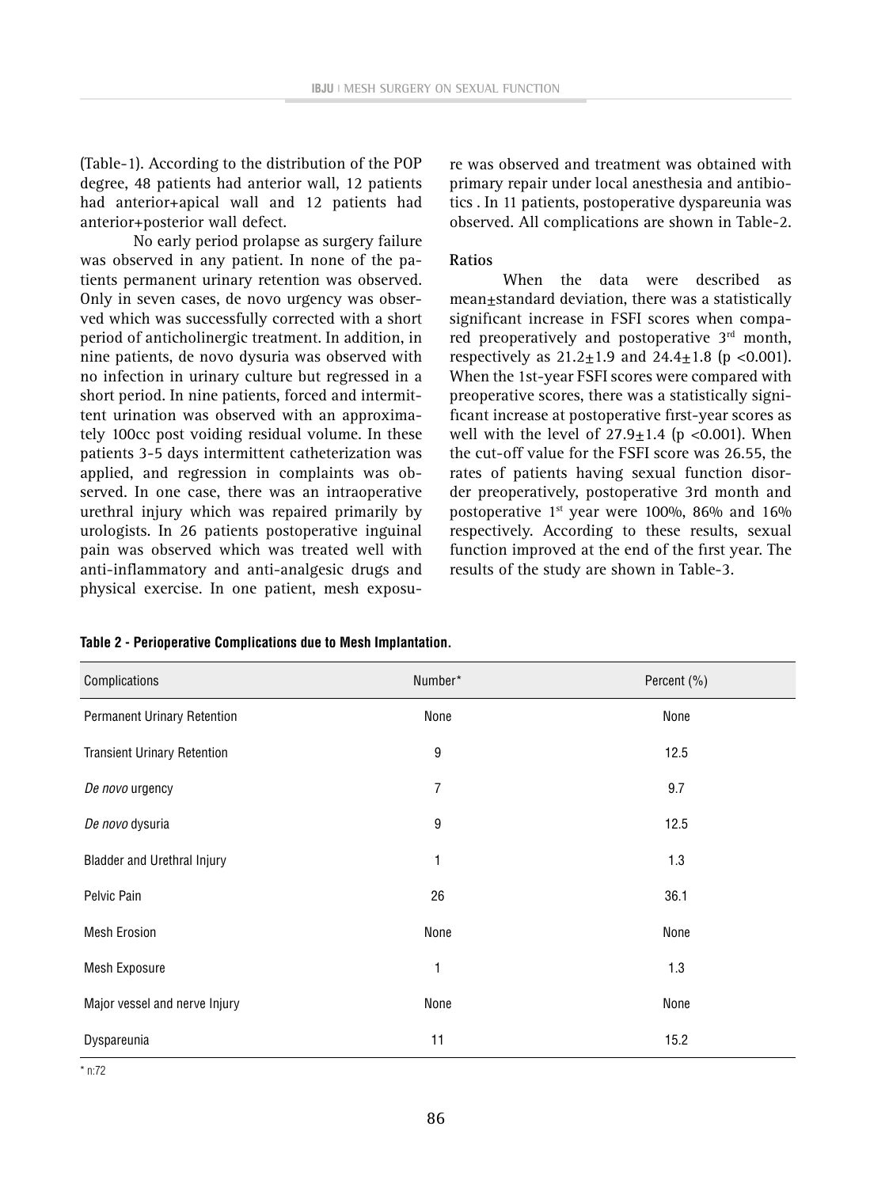(Table-1). According to the distribution of the POP degree, 48 patients had anterior wall, 12 patients had anterior+apical wall and 12 patients had anterior+posterior wall defect.

No early period prolapse as surgery failure was observed in any patient. In none of the patients permanent urinary retention was observed. Only in seven cases, de novo urgency was observed which was successfully corrected with a short period of anticholinergic treatment. In addition, in nine patients, de novo dysuria was observed with no infection in urinary culture but regressed in a short period. In nine patients, forced and intermittent urination was observed with an approximately 100cc post voiding residual volume. In these patients 3-5 days intermittent catheterization was applied, and regression in complaints was observed. In one case, there was an intraoperative urethral injury which was repaired primarily by urologists. In 26 patients postoperative inguinal pain was observed which was treated well with anti-inflammatory and anti-analgesic drugs and physical exercise. In one patient, mesh exposure was observed and treatment was obtained with primary repair under local anesthesia and antibiotics . In 11 patients, postoperative dyspareunia was observed. All complications are shown in Table-2.

### Ratios

When the data were described as mean±standard deviation, there was a statistically significant increase in FSFI scores when compared preoperatively and postoperative 3rd month, respectively as 21.2±1.9 and 24.4±1.8 ($p < 0.001$). When the 1st-year FSFI scores were compared with preoperative scores, there was a statistically significant increase at postoperative first-year scores as well with the level of 27.9±1.4 ($p < 0.001$). When the cut-off value for the FSFI score was 26.55, the rates of patients having sexual function disorder preoperatively, postoperative 3rd month and postoperative 1st year were 100%, 86% and 16% respectively. According to these results, sexual function improved at the end of the first year. The results of the study are shown in Table-3.

**Table 2 - Perioperative Complications due to Mesh Implantation.**

| Complications | Number* | Percent (%) |
|---|---|---|
| Permanent Urinary Retention | None | None |
| Transient Urinary Retention | 9 | 12.5 |
| *De novo* urgency | 7 | 9.7 |
| *De novo* dysuria | 9 | 12.5 |
| Bladder and Urethral Injury | 1 | 1.3 |
| Pelvic Pain | 26 | 36.1 |
| Mesh Erosion | None | None |
| Mesh Exposure | 1 | 1.3 |
| Major vessel and nerve Injury | None | None |
| Dyspareunia | 11 | 15.2 |

* n:72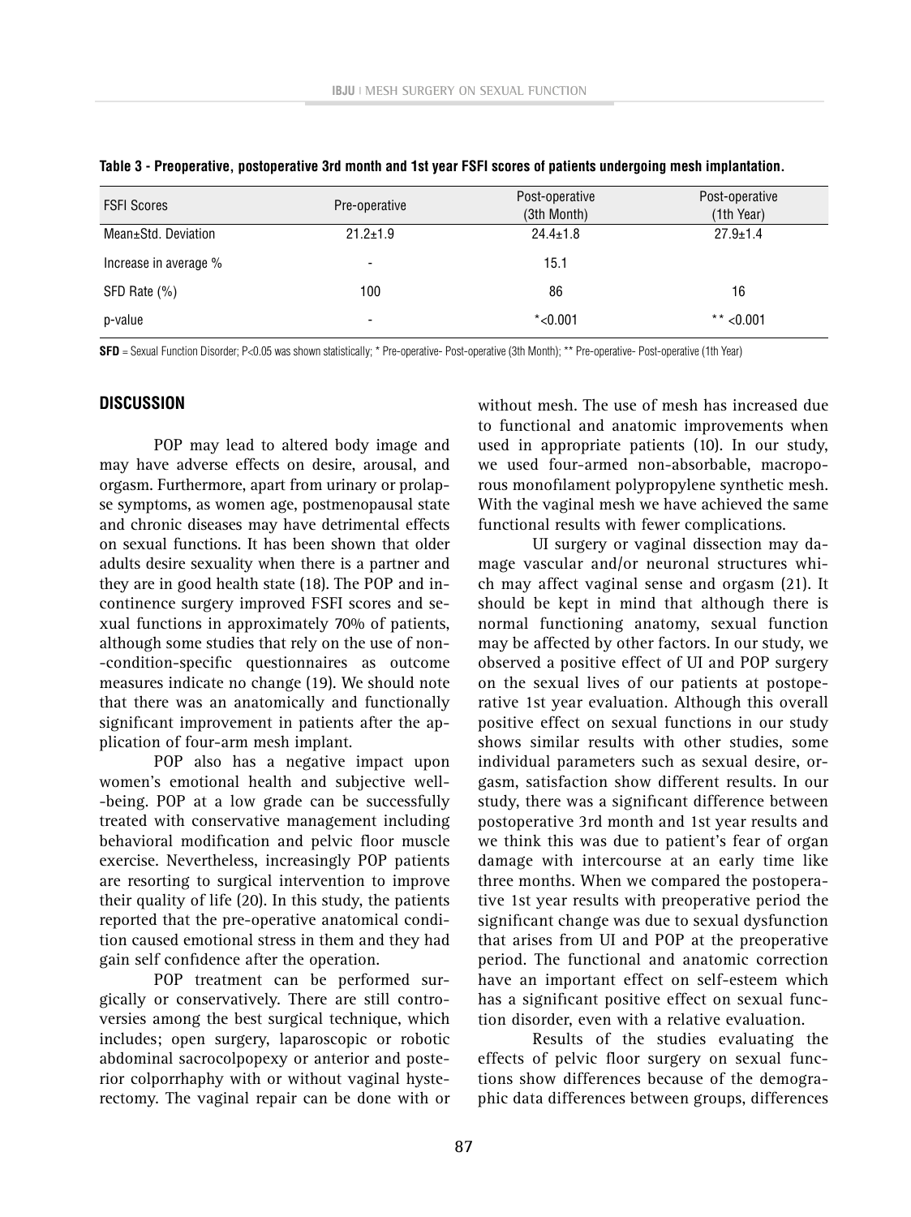**Table 3 - Preoperative, postoperative 3rd month and 1st year FSFI scores of patients undergoing mesh implantation.**

| FSFI Scores | Pre-operative | Post-operative (3th Month) | Post-operative (1th Year) |
|---|---|---|---|
| Mean±Std. Deviation | 21.2±1.9 | 24.4±1.8 | 27.9±1.4 |
| Increase in average % | - | 15.1 | |
| SFD Rate (%) | 100 | 86 | 16 |
| p-value | - | *<0.001 | ** <0.001 |

**SFD** = Sexual Function Disorder; P<0.05 was shown statistically; * Pre-operative- Post-operative (3th Month); ** Pre-operative- Post-operative (1th Year)

## DISCUSSION

POP may lead to altered body image and may have adverse effects on desire, arousal, and orgasm. Furthermore, apart from urinary or prolapse symptoms, as women age, postmenopausal state and chronic diseases may have detrimental effects on sexual functions. It has been shown that older adults desire sexuality when there is a partner and they are in good health state (18). The POP and incontinence surgery improved FSFI scores and sexual functions in approximately 70% of patients, although some studies that rely on the use of non-condition-specific questionnaires as outcome measures indicate no change (19). We should note that there was an anatomically and functionally significant improvement in patients after the application of four-arm mesh implant.

POP also has a negative impact upon women's emotional health and subjective well-being. POP at a low grade can be successfully treated with conservative management including behavioral modification and pelvic floor muscle exercise. Nevertheless, increasingly POP patients are resorting to surgical intervention to improve their quality of life (20). In this study, the patients reported that the pre-operative anatomical condition caused emotional stress in them and they had gain self confidence after the operation.

POP treatment can be performed surgically or conservatively. There are still controversies among the best surgical technique, which includes; open surgery, laparoscopic or robotic abdominal sacrocolpopexy or anterior and posterior colporrhaphy with or without vaginal hysterectomy. The vaginal repair can be done with or without mesh. The use of mesh has increased due to functional and anatomic improvements when used in appropriate patients (10). In our study, we used four-armed non-absorbable, macroporous monofilament polypropylene synthetic mesh. With the vaginal mesh we have achieved the same functional results with fewer complications.

UI surgery or vaginal dissection may damage vascular and/or neuronal structures which may affect vaginal sense and orgasm (21). It should be kept in mind that although there is normal functioning anatomy, sexual function may be affected by other factors. In our study, we observed a positive effect of UI and POP surgery on the sexual lives of our patients at postoperative 1st year evaluation. Although this overall positive effect on sexual functions in our study shows similar results with other studies, some individual parameters such as sexual desire, orgasm, satisfaction show different results. In our study, there was a significant difference between postoperative 3rd month and 1st year results and we think this was due to patient's fear of organ damage with intercourse at an early time like three months. When we compared the postoperative 1st year results with preoperative period the significant change was due to sexual dysfunction that arises from UI and POP at the preoperative period. The functional and anatomic correction have an important effect on self-esteem which has a significant positive effect on sexual function disorder, even with a relative evaluation.

Results of the studies evaluating the effects of pelvic floor surgery on sexual functions show differences because of the demographic data differences between groups, differences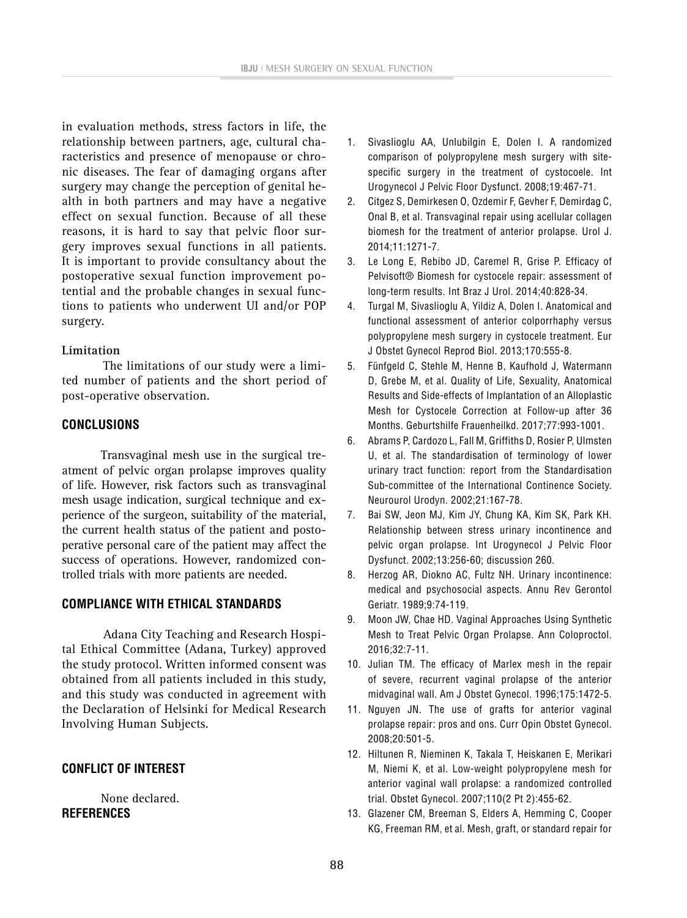in evaluation methods, stress factors in life, the relationship between partners, age, cultural characteristics and presence of menopause or chronic diseases. The fear of damaging organs after surgery may change the perception of genital health in both partners and may have a negative effect on sexual function. Because of all these reasons, it is hard to say that pelvic floor surgery improves sexual functions in all patients. It is important to provide consultancy about the postoperative sexual function improvement potential and the probable changes in sexual functions to patients who underwent UI and/or POP surgery.

### Limitation

The limitations of our study were a limited number of patients and the short period of post-operative observation.

## CONCLUSIONS

Transvaginal mesh use in the surgical treatment of pelvic organ prolapse improves quality of life. However, risk factors such as transvaginal mesh usage indication, surgical technique and experience of the surgeon, suitability of the material, the current health status of the patient and postoperative personal care of the patient may affect the success of operations. However, randomized controlled trials with more patients are needed.

## COMPLIANCE WITH ETHICAL STANDARDS

Adana City Teaching and Research Hospital Ethical Committee (Adana, Turkey) approved the study protocol. Written informed consent was obtained from all patients included in this study, and this study was conducted in agreement with the Declaration of Helsinki for Medical Research Involving Human Subjects.

## CONFLICT OF INTEREST

None declared.

## REFERENCES

1. Sivaslioglu AA, Unlubilgin E, Dolen I. A randomized comparison of polypropylene mesh surgery with site-specific surgery in the treatment of cystocoele. Int Urogynecol J Pelvic Floor Dysfunct. 2008;19:467-71.
2. Citgez S, Demirkesen O, Ozdemir F, Gevher F, Demirdag C, Onal B, et al. Transvaginal repair using acellular collagen biomesh for the treatment of anterior prolapse. Urol J. 2014;11:1271-7.
3. Le Long E, Rebibo JD, Caremel R, Grise P. Efficacy of Pelvisoft® Biomesh for cystocele repair: assessment of long-term results. Int Braz J Urol. 2014;40:828-34.
4. Turgal M, Sivaslioglu A, Yildiz A, Dolen I. Anatomical and functional assessment of anterior colporrhaphy versus polypropylene mesh surgery in cystocele treatment. Eur J Obstet Gynecol Reprod Biol. 2013;170:555-8.
5. Fünfgeld C, Stehle M, Henne B, Kaufhold J, Watermann D, Grebe M, et al. Quality of Life, Sexuality, Anatomical Results and Side-effects of Implantation of an Alloplastic Mesh for Cystocele Correction at Follow-up after 36 Months. Geburtshilfe Frauenheilkd. 2017;77:993-1001.
6. Abrams P, Cardozo L, Fall M, Griffiths D, Rosier P, Ulmsten U, et al. The standardisation of terminology of lower urinary tract function: report from the Standardisation Sub-committee of the International Continence Society. Neurourol Urodyn. 2002;21:167-78.
7. Bai SW, Jeon MJ, Kim JY, Chung KA, Kim SK, Park KH. Relationship between stress urinary incontinence and pelvic organ prolapse. Int Urogynecol J Pelvic Floor Dysfunct. 2002;13:256-60; discussion 260.
8. Herzog AR, Diokno AC, Fultz NH. Urinary incontinence: medical and psychosocial aspects. Annu Rev Gerontol Geriatr. 1989;9:74-119.
9. Moon JW, Chae HD. Vaginal Approaches Using Synthetic Mesh to Treat Pelvic Organ Prolapse. Ann Coloproctol. 2016;32:7-11.
10. Julian TM. The efficacy of Marlex mesh in the repair of severe, recurrent vaginal prolapse of the anterior midvaginal wall. Am J Obstet Gynecol. 1996;175:1472-5.
11. Nguyen JN. The use of grafts for anterior vaginal prolapse repair: pros and ons. Curr Opin Obstet Gynecol. 2008;20:501-5.
12. Hiltunen R, Nieminen K, Takala T, Heiskanen E, Merikari M, Niemi K, et al. Low-weight polypropylene mesh for anterior vaginal wall prolapse: a randomized controlled trial. Obstet Gynecol. 2007;110(2 Pt 2):455-62.
13. Glazener CM, Breeman S, Elders A, Hemming C, Cooper KG, Freeman RM, et al. Mesh, graft, or standard repair for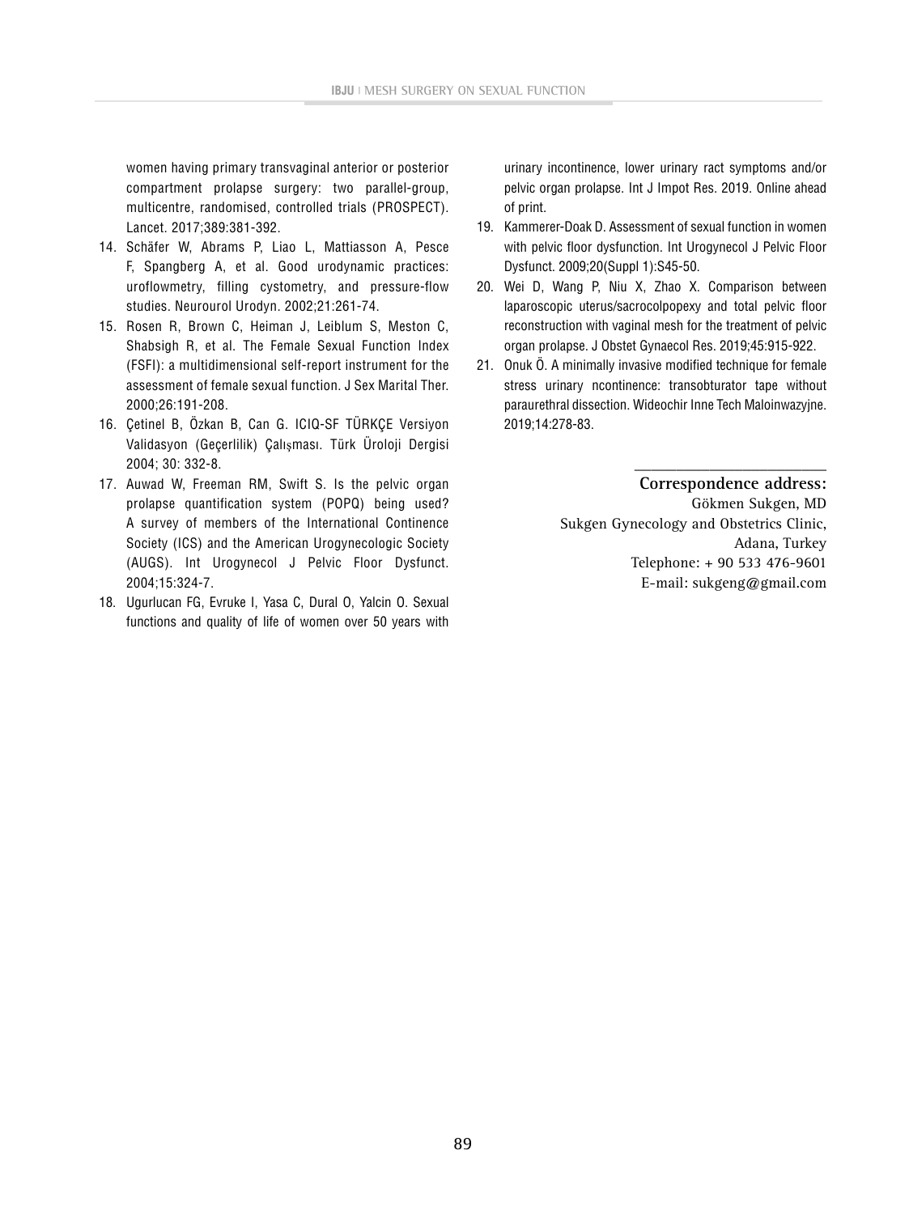women having primary transvaginal anterior or posterior compartment prolapse surgery: two parallel-group, multicentre, randomised, controlled trials (PROSPECT). Lancet. 2017;389:381-392.

14. Schäfer W, Abrams P, Liao L, Mattiasson A, Pesce F, Spangberg A, et al. Good urodynamic practices: uroflowmetry, filling cystometry, and pressure-flow studies. Neurourol Urodyn. 2002;21:261-74.
15. Rosen R, Brown C, Heiman J, Leiblum S, Meston C, Shabsigh R, et al. The Female Sexual Function Index (FSFI): a multidimensional self-report instrument for the assessment of female sexual function. J Sex Marital Ther. 2000;26:191-208.
16. Çetinel B, Özkan B, Can G. ICIQ-SF TÜRKÇE Versiyon Validasyon (Geçerlilik) Çalışması. Türk Üroloji Dergisi 2004; 30: 332-8.
17. Auwad W, Freeman RM, Swift S. Is the pelvic organ prolapse quantification system (POPQ) being used? A survey of members of the International Continence Society (ICS) and the American Urogynecologic Society (AUGS). Int Urogynecol J Pelvic Floor Dysfunct. 2004;15:324-7.
18. Ugurlucan FG, Evruke I, Yasa C, Dural O, Yalcin O. Sexual functions and quality of life of women over 50 years with urinary incontinence, lower urinary ract symptoms and/or pelvic organ prolapse. Int J Impot Res. 2019. Online ahead of print.
19. Kammerer-Doak D. Assessment of sexual function in women with pelvic floor dysfunction. Int Urogynecol J Pelvic Floor Dysfunct. 2009;20(Suppl 1):S45-50.
20. Wei D, Wang P, Niu X, Zhao X. Comparison between laparoscopic uterus/sacrocolpopexy and total pelvic floor reconstruction with vaginal mesh for the treatment of pelvic organ prolapse. J Obstet Gynaecol Res. 2019;45:915-922.
21. Onuk Ö. A minimally invasive modified technique for female stress urinary ncontinence: transobturator tape without paraurethral dissection. Wideochir Inne Tech Maloinwazyjne. 2019;14:278-83.

**Correspondence address:**
Gökmen Sukgen, MD
Sukgen Gynecology and Obstetrics Clinic,
Adana, Turkey
Telephone: + 90 533 476-9601
E-mail: sukgeng@gmail.com